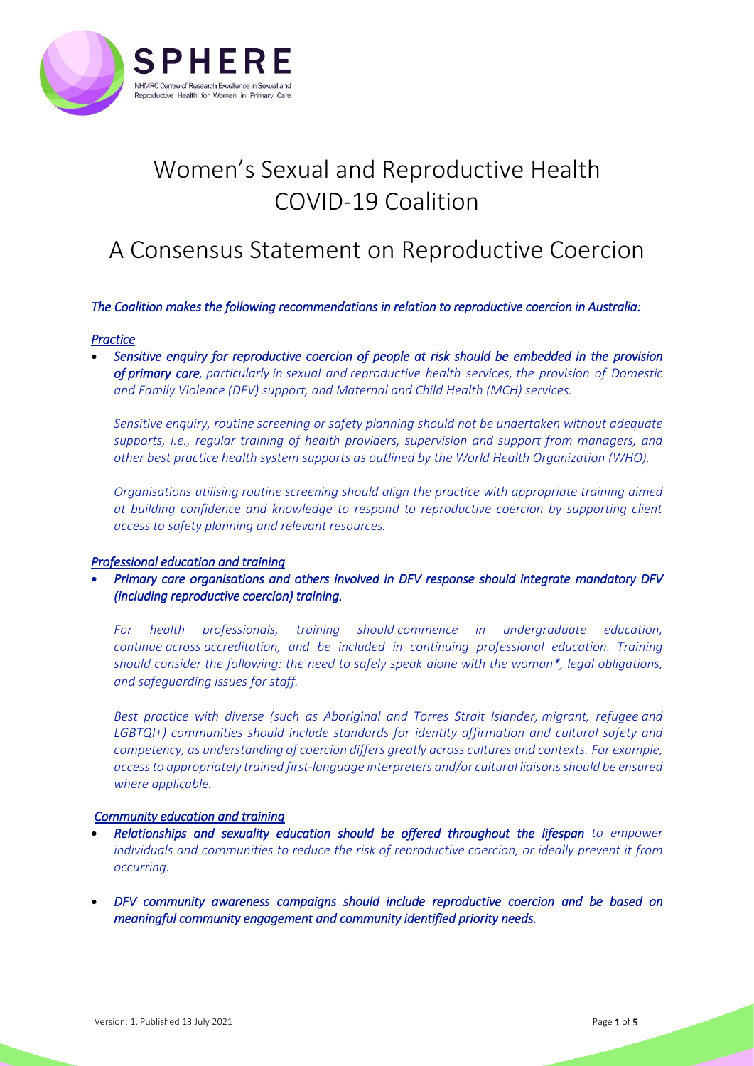# Women's Sexual and Reproductive Health COVID-19 Coalition

## A Consensus Statement on Reproductive Coercion

*The Coalition makes the following recommendations in relation to reproductive coercion in Australia:*

### *Practice*

- ***Sensitive enquiry for reproductive coercion of people at risk should be embedded in the provision of primary care**, particularly in sexual and reproductive health services, the provision of Domestic and Family Violence (DFV) support, and Maternal and Child Health (MCH) services.*

  *Sensitive enquiry, routine screening or safety planning should not be undertaken without adequate supports, i.e., regular training of health providers, supervision and support from managers, and other best practice health system supports as outlined by the World Health Organization (WHO).*

  *Organisations utilising routine screening should align the practice with appropriate training aimed at building confidence and knowledge to respond to reproductive coercion by supporting client access to safety planning and relevant resources.*

### *Professional education and training*

- ***Primary care organisations and others involved in DFV response should integrate mandatory DFV (including reproductive coercion) training.***

  *For health professionals, training should commence in undergraduate education, continue across accreditation, and be included in continuing professional education. Training should consider the following: the need to safely speak alone with the woman*, legal obligations, and safeguarding issues for staff.*

  *Best practice with diverse (such as Aboriginal and Torres Strait Islander, migrant, refugee and LGBTQI+) communities should include standards for identity affirmation and cultural safety and competency, as understanding of coercion differs greatly across cultures and contexts. For example, access to appropriately trained first-language interpreters and/or cultural liaisons should be ensured where applicable.*

### *Community education and training*

- ***Relationships and sexuality education should be offered throughout the lifespan** to empower individuals and communities to reduce the risk of reproductive coercion, or ideally prevent it from occurring.*

- ***DFV community awareness campaigns should include reproductive coercion and be based on meaningful community engagement and community identified priority needs.***

Version: 1, Published 13 July 2021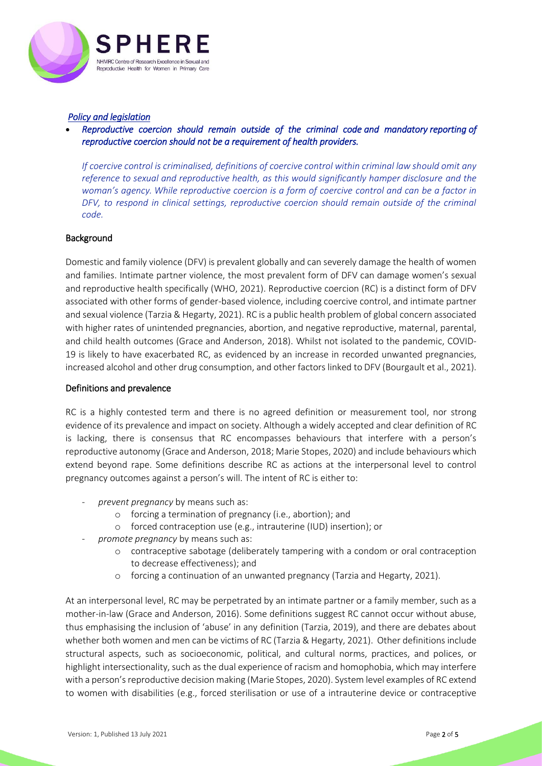*Policy and legislation*

- ***Reproductive coercion should remain outside of the criminal code and mandatory reporting of reproductive coercion should not be a requirement of health providers.***

  *If coercive control is criminalised, definitions of coercive control within criminal law should omit any reference to sexual and reproductive health, as this would significantly hamper disclosure and the woman's agency. While reproductive coercion is a form of coercive control and can be a factor in DFV, to respond in clinical settings, reproductive coercion should remain outside of the criminal code.*

## Background

Domestic and family violence (DFV) is prevalent globally and can severely damage the health of women and families. Intimate partner violence, the most prevalent form of DFV can damage women's sexual and reproductive health specifically (WHO, 2021). Reproductive coercion (RC) is a distinct form of DFV associated with other forms of gender-based violence, including coercive control, and intimate partner and sexual violence (Tarzia & Hegarty, 2021). RC is a public health problem of global concern associated with higher rates of unintended pregnancies, abortion, and negative reproductive, maternal, parental, and child health outcomes (Grace and Anderson, 2018). Whilst not isolated to the pandemic, COVID-19 is likely to have exacerbated RC, as evidenced by an increase in recorded unwanted pregnancies, increased alcohol and other drug consumption, and other factors linked to DFV (Bourgault et al., 2021).

## Definitions and prevalence

RC is a highly contested term and there is no agreed definition or measurement tool, nor strong evidence of its prevalence and impact on society. Although a widely accepted and clear definition of RC is lacking, there is consensus that RC encompasses behaviours that interfere with a person's reproductive autonomy (Grace and Anderson, 2018; Marie Stopes, 2020) and include behaviours which extend beyond rape. Some definitions describe RC as actions at the interpersonal level to control pregnancy outcomes against a person's will. The intent of RC is either to:

- *prevent pregnancy* by means such as:
  - forcing a termination of pregnancy (i.e., abortion); and
  - forced contraception use (e.g., intrauterine (IUD) insertion); or
- *promote pregnancy* by means such as:
  - contraceptive sabotage (deliberately tampering with a condom or oral contraception to decrease effectiveness); and
  - forcing a continuation of an unwanted pregnancy (Tarzia and Hegarty, 2021).

At an interpersonal level, RC may be perpetrated by an intimate partner or a family member, such as a mother-in-law (Grace and Anderson, 2016). Some definitions suggest RC cannot occur without abuse, thus emphasising the inclusion of 'abuse' in any definition (Tarzia, 2019), and there are debates about whether both women and men can be victims of RC (Tarzia & Hegarty, 2021). Other definitions include structural aspects, such as socioeconomic, political, and cultural norms, practices, and polices, or highlight intersectionality, such as the dual experience of racism and homophobia, which may interfere with a person's reproductive decision making (Marie Stopes, 2020). System level examples of RC extend to women with disabilities (e.g., forced sterilisation or use of a intrauterine device or contraceptive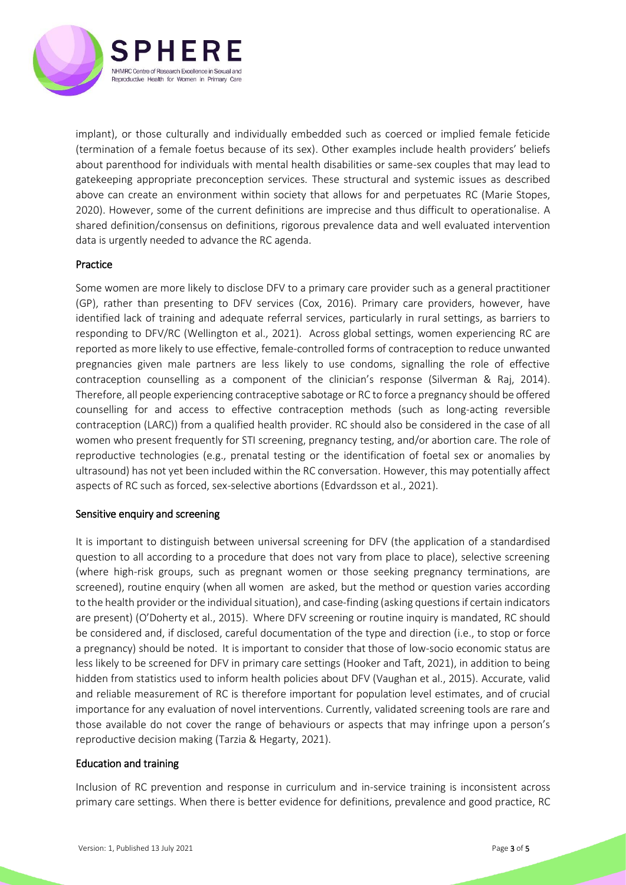implant), or those culturally and individually embedded such as coerced or implied female feticide (termination of a female foetus because of its sex). Other examples include health providers' beliefs about parenthood for individuals with mental health disabilities or same-sex couples that may lead to gatekeeping appropriate preconception services. These structural and systemic issues as described above can create an environment within society that allows for and perpetuates RC (Marie Stopes, 2020). However, some of the current definitions are imprecise and thus difficult to operationalise. A shared definition/consensus on definitions, rigorous prevalence data and well evaluated intervention data is urgently needed to advance the RC agenda.

## Practice

Some women are more likely to disclose DFV to a primary care provider such as a general practitioner (GP), rather than presenting to DFV services (Cox, 2016). Primary care providers, however, have identified lack of training and adequate referral services, particularly in rural settings, as barriers to responding to DFV/RC (Wellington et al., 2021). Across global settings, women experiencing RC are reported as more likely to use effective, female-controlled forms of contraception to reduce unwanted pregnancies given male partners are less likely to use condoms, signalling the role of effective contraception counselling as a component of the clinician's response (Silverman & Raj, 2014). Therefore, all people experiencing contraceptive sabotage or RC to force a pregnancy should be offered counselling for and access to effective contraception methods (such as long-acting reversible contraception (LARC)) from a qualified health provider. RC should also be considered in the case of all women who present frequently for STI screening, pregnancy testing, and/or abortion care. The role of reproductive technologies (e.g., prenatal testing or the identification of foetal sex or anomalies by ultrasound) has not yet been included within the RC conversation. However, this may potentially affect aspects of RC such as forced, sex-selective abortions (Edvardsson et al., 2021).

## Sensitive enquiry and screening

It is important to distinguish between universal screening for DFV (the application of a standardised question to all according to a procedure that does not vary from place to place), selective screening (where high-risk groups, such as pregnant women or those seeking pregnancy terminations, are screened), routine enquiry (when all women are asked, but the method or question varies according to the health provider or the individual situation), and case-finding (asking questions if certain indicators are present) (O'Doherty et al., 2015). Where DFV screening or routine inquiry is mandated, RC should be considered and, if disclosed, careful documentation of the type and direction (i.e., to stop or force a pregnancy) should be noted. It is important to consider that those of low-socio economic status are less likely to be screened for DFV in primary care settings (Hooker and Taft, 2021), in addition to being hidden from statistics used to inform health policies about DFV (Vaughan et al., 2015). Accurate, valid and reliable measurement of RC is therefore important for population level estimates, and of crucial importance for any evaluation of novel interventions. Currently, validated screening tools are rare and those available do not cover the range of behaviours or aspects that may infringe upon a person's reproductive decision making (Tarzia & Hegarty, 2021).

## Education and training

Inclusion of RC prevention and response in curriculum and in-service training is inconsistent across primary care settings. When there is better evidence for definitions, prevalence and good practice, RC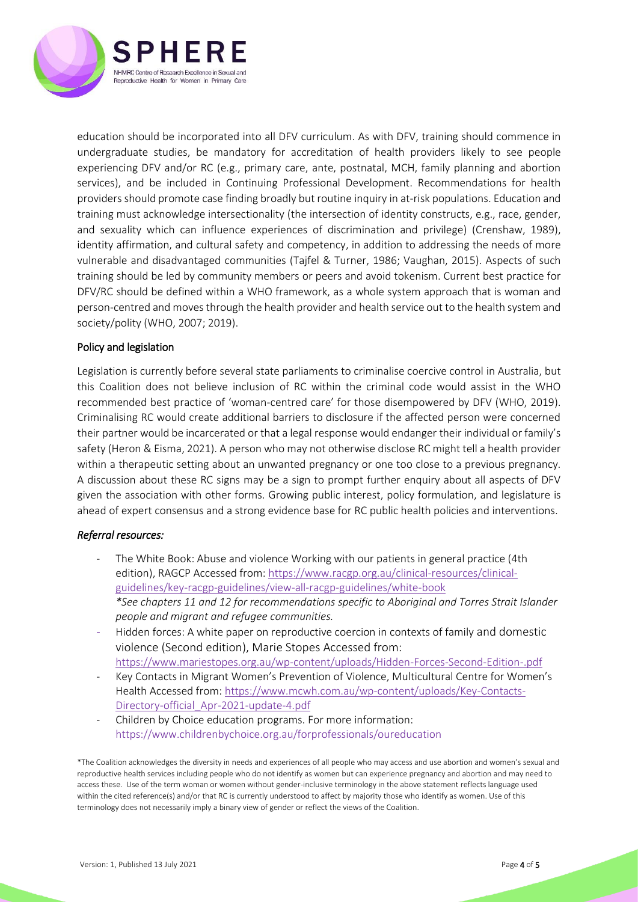education should be incorporated into all DFV curriculum. As with DFV, training should commence in undergraduate studies, be mandatory for accreditation of health providers likely to see people experiencing DFV and/or RC (e.g., primary care, ante, postnatal, MCH, family planning and abortion services), and be included in Continuing Professional Development. Recommendations for health providers should promote case finding broadly but routine inquiry in at-risk populations. Education and training must acknowledge intersectionality (the intersection of identity constructs, e.g., race, gender, and sexuality which can influence experiences of discrimination and privilege) (Crenshaw, 1989), identity affirmation, and cultural safety and competency, in addition to addressing the needs of more vulnerable and disadvantaged communities (Tajfel & Turner, 1986; Vaughan, 2015). Aspects of such training should be led by community members or peers and avoid tokenism. Current best practice for DFV/RC should be defined within a WHO framework, as a whole system approach that is woman and person-centred and moves through the health provider and health service out to the health system and society/polity (WHO, 2007; 2019).

## Policy and legislation

Legislation is currently before several state parliaments to criminalise coercive control in Australia, but this Coalition does not believe inclusion of RC within the criminal code would assist in the WHO recommended best practice of 'woman-centred care' for those disempowered by DFV (WHO, 2019). Criminalising RC would create additional barriers to disclosure if the affected person were concerned their partner would be incarcerated or that a legal response would endanger their individual or family's safety (Heron & Eisma, 2021). A person who may not otherwise disclose RC might tell a health provider within a therapeutic setting about an unwanted pregnancy or one too close to a previous pregnancy. A discussion about these RC signs may be a sign to prompt further enquiry about all aspects of DFV given the association with other forms. Growing public interest, policy formulation, and legislature is ahead of expert consensus and a strong evidence base for RC public health policies and interventions.

### *Referral resources:*

- The White Book: Abuse and violence Working with our patients in general practice (4th edition), RAGCP Accessed from: https://www.racgp.org.au/clinical-resources/clinical-guidelines/key-racgp-guidelines/view-all-racgp-guidelines/white-book
  *\*See chapters 11 and 12 for recommendations specific to Aboriginal and Torres Strait Islander people and migrant and refugee communities.*
- Hidden forces: A white paper on reproductive coercion in contexts of family and domestic violence (Second edition), Marie Stopes Accessed from: https://www.mariestopes.org.au/wp-content/uploads/Hidden-Forces-Second-Edition-.pdf
- Key Contacts in Migrant Women's Prevention of Violence, Multicultural Centre for Women's Health Accessed from: https://www.mcwh.com.au/wp-content/uploads/Key-Contacts-Directory-official_Apr-2021-update-4.pdf
- Children by Choice education programs. For more information: https://www.childrenbychoice.org.au/forprofessionals/oureducation

*The Coalition acknowledges the diversity in needs and experiences of all people who may access and use abortion and women's sexual and reproductive health services including people who do not identify as women but can experience pregnancy and abortion and may need to access these. Use of the term woman or women without gender-inclusive terminology in the above statement reflects language used within the cited reference(s) and/or that RC is currently understood to affect by majority those who identify as women. Use of this terminology does not necessarily imply a binary view of gender or reflect the views of the Coalition.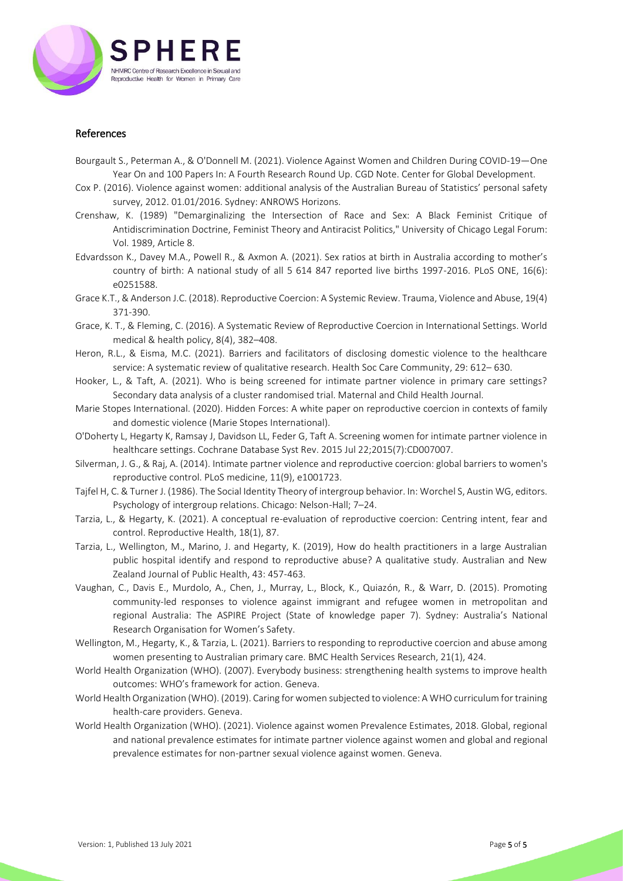## References

Bourgault S., Peterman A., & O'Donnell M. (2021). Violence Against Women and Children During COVID-19—One Year On and 100 Papers In: A Fourth Research Round Up. CGD Note. Center for Global Development.

Cox P. (2016). Violence against women: additional analysis of the Australian Bureau of Statistics' personal safety survey, 2012. 01.01/2016. Sydney: ANROWS Horizons.

Crenshaw, K. (1989) "Demarginalizing the Intersection of Race and Sex: A Black Feminist Critique of Antidiscrimination Doctrine, Feminist Theory and Antiracist Politics," University of Chicago Legal Forum: Vol. 1989, Article 8.

Edvardsson K., Davey M.A., Powell R., & Axmon A. (2021). Sex ratios at birth in Australia according to mother's country of birth: A national study of all 5 614 847 reported live births 1997-2016. PLoS ONE, 16(6): e0251588.

Grace K.T., & Anderson J.C. (2018). Reproductive Coercion: A Systemic Review. Trauma, Violence and Abuse, 19(4) 371-390.

Grace, K. T., & Fleming, C. (2016). A Systematic Review of Reproductive Coercion in International Settings. World medical & health policy, 8(4), 382–408.

Heron, R.L., & Eisma, M.C. (2021). Barriers and facilitators of disclosing domestic violence to the healthcare service: A systematic review of qualitative research. Health Soc Care Community, 29: 612– 630.

Hooker, L., & Taft, A. (2021). Who is being screened for intimate partner violence in primary care settings? Secondary data analysis of a cluster randomised trial. Maternal and Child Health Journal.

Marie Stopes International. (2020). Hidden Forces: A white paper on reproductive coercion in contexts of family and domestic violence (Marie Stopes International).

O'Doherty L, Hegarty K, Ramsay J, Davidson LL, Feder G, Taft A. Screening women for intimate partner violence in healthcare settings. Cochrane Database Syst Rev. 2015 Jul 22;2015(7):CD007007.

Silverman, J. G., & Raj, A. (2014). Intimate partner violence and reproductive coercion: global barriers to women's reproductive control. PLoS medicine, 11(9), e1001723.

Tajfel H, C. & Turner J. (1986). The Social Identity Theory of intergroup behavior. In: Worchel S, Austin WG, editors. Psychology of intergroup relations. Chicago: Nelson-Hall; 7–24.

Tarzia, L., & Hegarty, K. (2021). A conceptual re-evaluation of reproductive coercion: Centring intent, fear and control. Reproductive Health, 18(1), 87.

Tarzia, L., Wellington, M., Marino, J. and Hegarty, K. (2019), How do health practitioners in a large Australian public hospital identify and respond to reproductive abuse? A qualitative study. Australian and New Zealand Journal of Public Health, 43: 457-463.

Vaughan, C., Davis E., Murdolo, A., Chen, J., Murray, L., Block, K., Quiazón, R., & Warr, D. (2015). Promoting community-led responses to violence against immigrant and refugee women in metropolitan and regional Australia: The ASPIRE Project (State of knowledge paper 7). Sydney: Australia's National Research Organisation for Women's Safety.

Wellington, M., Hegarty, K., & Tarzia, L. (2021). Barriers to responding to reproductive coercion and abuse among women presenting to Australian primary care. BMC Health Services Research, 21(1), 424.

World Health Organization (WHO). (2007). Everybody business: strengthening health systems to improve health outcomes: WHO's framework for action. Geneva.

World Health Organization (WHO). (2019). Caring for women subjected to violence: A WHO curriculum for training health-care providers. Geneva.

World Health Organization (WHO). (2021). Violence against women Prevalence Estimates, 2018. Global, regional and national prevalence estimates for intimate partner violence against women and global and regional prevalence estimates for non-partner sexual violence against women. Geneva.

Version: 1, Published 13 July 2021